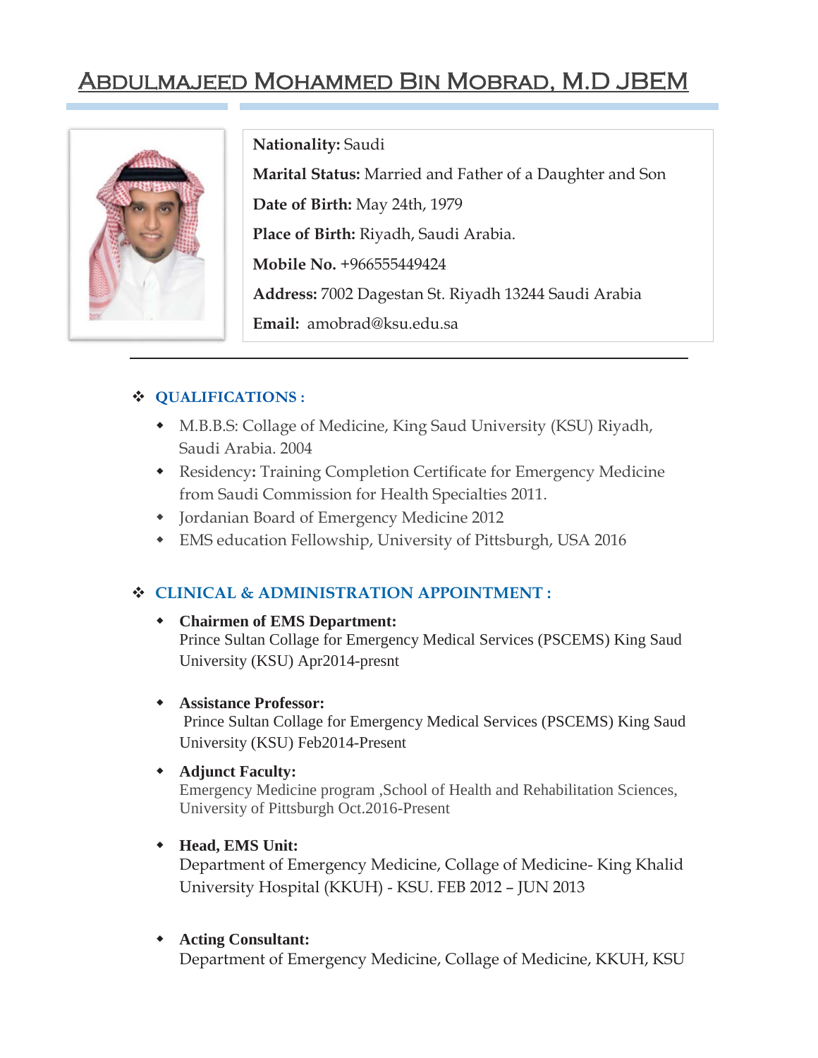# Abdulmajeed Mohammed Bin Mobrad, M.D JBEM

**Nationality:** Saudi

**Marital Status:** Married and Father of a Daughter and Son

**Date of Birth:** May 24th, 1979

**Place of Birth:** Riyadh, Saudi Arabia.

**Mobile No.** +966555449424

**Address:** 7002 Dagestan St. Riyadh 13244 Saudi Arabia

**Email:** amobrad@ksu.edu.sa

---

## QUALIFICATIONS :

- M.B.B.S: Collage of Medicine, King Saud University (KSU) Riyadh, Saudi Arabia. 2004
- Residency**:** Training Completion Certificate for Emergency Medicine from Saudi Commission for Health Specialties 2011.
- Jordanian Board of Emergency Medicine 2012
- EMS education Fellowship, University of Pittsburgh, USA 2016

## CLINICAL & ADMINISTRATION APPOINTMENT :

- **Chairmen of EMS Department:**
  Prince Sultan Collage for Emergency Medical Services (PSCEMS) King Saud University (KSU) Apr2014-presnt

- **Assistance Professor:**
  Prince Sultan Collage for Emergency Medical Services (PSCEMS) King Saud University (KSU) Feb2014-Present

- **Adjunct Faculty:**
  Emergency Medicine program ,School of Health and Rehabilitation Sciences, University of Pittsburgh Oct.2016-Present

- **Head, EMS Unit:**
  Department of Emergency Medicine, Collage of Medicine- King Khalid University Hospital (KKUH) - KSU. FEB 2012 – JUN 2013

- **Acting Consultant:**
  Department of Emergency Medicine, Collage of Medicine, KKUH, KSU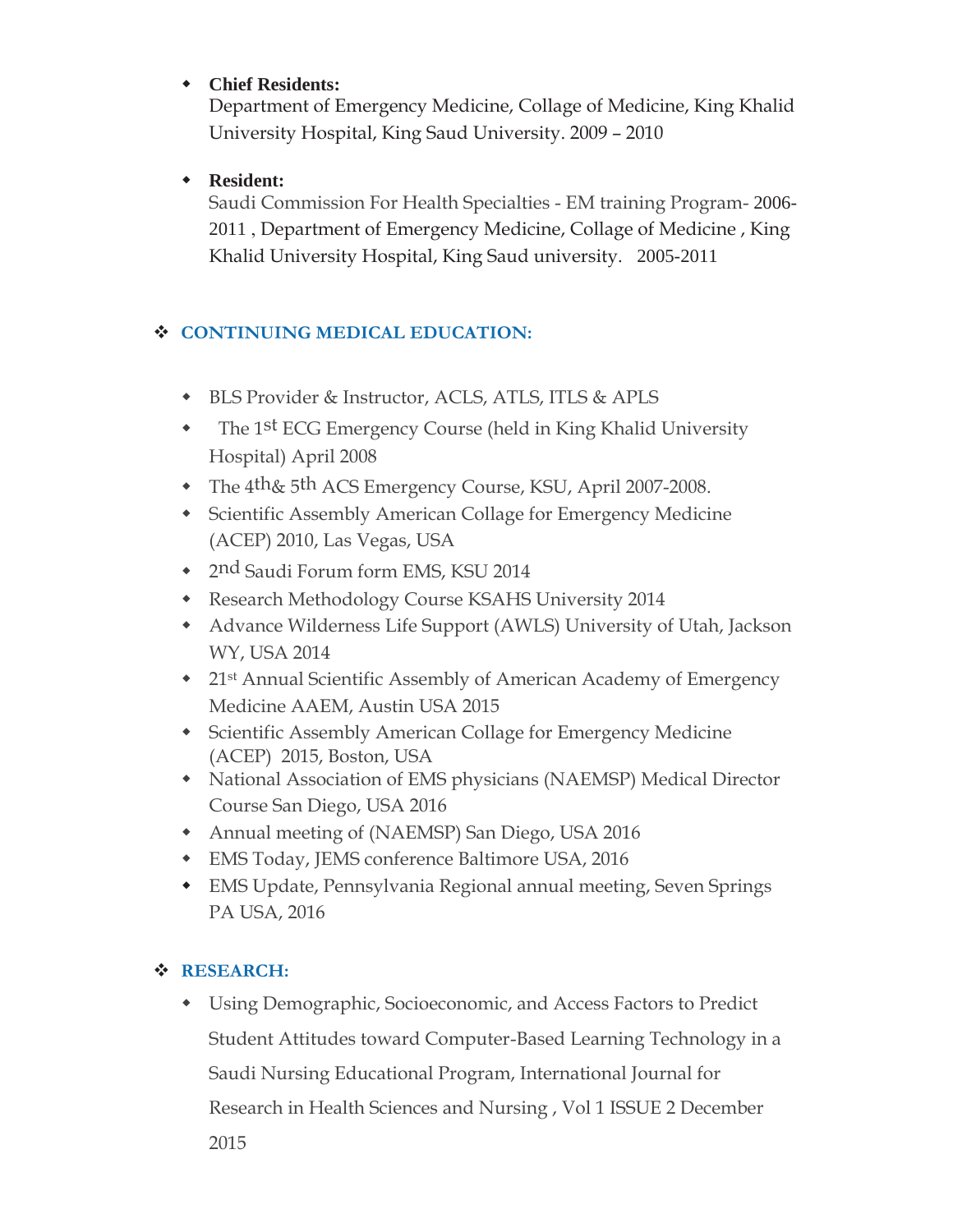- **Chief Residents:**
  Department of Emergency Medicine, Collage of Medicine, King Khalid University Hospital, King Saud University. 2009 – 2010

- **Resident:**
  Saudi Commission For Health Specialties - EM training Program- 2006-2011 , Department of Emergency Medicine, Collage of Medicine , King Khalid University Hospital, King Saud university. 2005-2011

## CONTINUING MEDICAL EDUCATION:

- BLS Provider & Instructor, ACLS, ATLS, ITLS & APLS
- The 1st ECG Emergency Course (held in King Khalid University Hospital) April 2008
- The 4th& 5th ACS Emergency Course, KSU, April 2007-2008.
- Scientific Assembly American Collage for Emergency Medicine (ACEP) 2010, Las Vegas, USA
- 2nd Saudi Forum form EMS, KSU 2014
- Research Methodology Course KSAHS University 2014
- Advance Wilderness Life Support (AWLS) University of Utah, Jackson WY, USA 2014
- 21st Annual Scientific Assembly of American Academy of Emergency Medicine AAEM, Austin USA 2015
- Scientific Assembly American Collage for Emergency Medicine (ACEP) 2015, Boston, USA
- National Association of EMS physicians (NAEMSP) Medical Director Course San Diego, USA 2016
- Annual meeting of (NAEMSP) San Diego, USA 2016
- EMS Today, JEMS conference Baltimore USA, 2016
- EMS Update, Pennsylvania Regional annual meeting, Seven Springs PA USA, 2016

## RESEARCH:

- Using Demographic, Socioeconomic, and Access Factors to Predict Student Attitudes toward Computer-Based Learning Technology in a Saudi Nursing Educational Program, International Journal for Research in Health Sciences and Nursing , Vol 1 ISSUE 2 December 2015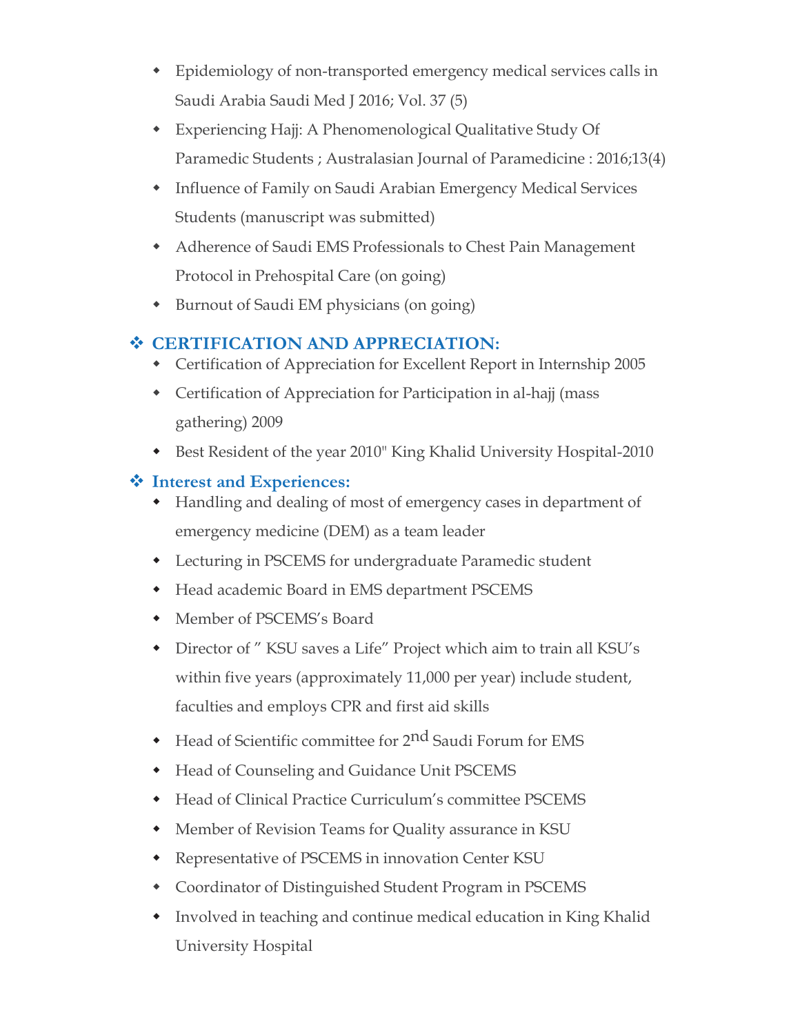- Epidemiology of non-transported emergency medical services calls in Saudi Arabia Saudi Med J 2016; Vol. 37 (5)
- Experiencing Hajj: A Phenomenological Qualitative Study Of Paramedic Students ; Australasian Journal of Paramedicine : 2016;13(4)
- Influence of Family on Saudi Arabian Emergency Medical Services Students (manuscript was submitted)
- Adherence of Saudi EMS Professionals to Chest Pain Management Protocol in Prehospital Care (on going)
- Burnout of Saudi EM physicians (on going)

## ❖ CERTIFICATION AND APPRECIATION:

- Certification of Appreciation for Excellent Report in Internship 2005
- Certification of Appreciation for Participation in al-hajj (mass gathering) 2009
- Best Resident of the year 2010" King Khalid University Hospital-2010

## ❖ Interest and Experiences:

- Handling and dealing of most of emergency cases in department of emergency medicine (DEM) as a team leader
- Lecturing in PSCEMS for undergraduate Paramedic student
- Head academic Board in EMS department PSCEMS
- Member of PSCEMS's Board
- Director of " KSU saves a Life" Project which aim to train all KSU's within five years (approximately 11,000 per year) include student, faculties and employs CPR and first aid skills
- Head of Scientific committee for 2nd Saudi Forum for EMS
- Head of Counseling and Guidance Unit PSCEMS
- Head of Clinical Practice Curriculum's committee PSCEMS
- Member of Revision Teams for Quality assurance in KSU
- Representative of PSCEMS in innovation Center KSU
- Coordinator of Distinguished Student Program in PSCEMS
- Involved in teaching and continue medical education in King Khalid University Hospital